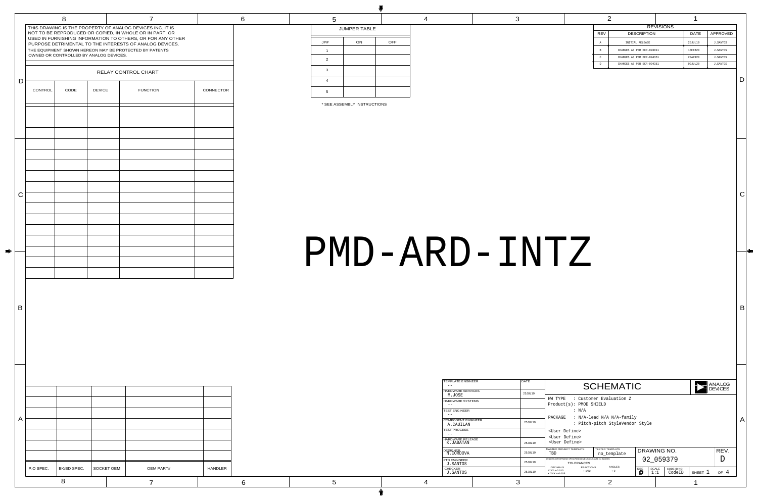THIS DRAWING IS THE PROPERTY OF ANALOG DEVICES INC. IT IS NOT TO BE REPRODUCED OR COPIED, IN WHOLE OR IN PART, OR USED IN FURNISHING INFORMATION TO OTHERS, OR FOR ANY OTHER PURPOSE DETRIMENTAL TO THE INTERESTS OF ANALOG DEVICES. THE EQUIPMENT SHOWN HEREON MAY BE PROTECTED BY PATENTS OWNED OR CONTROLLED BY ANALOG DEVICES.

## RELAY CONTROL CHART

| CONTROL | CODE | DEVICE | FUNCTION | CONNECTOR |
|---|---|---|---|---|
| | | | | |

## JUMPER TABLE

| JP# | ON | OFF |
|---|---|---|
| 1 | | |
| 2 | | |
| 3 | | |
| 4 | | |
| 5 | | |

* SEE ASSEMBLY INSTRUCTIONS

## REVISIONS

| REV | DESCRIPTION | DATE | APPROVED |
|---|---|---|---|
| A | INITIAL RELEASE | 25JUL19 | J.SANTOS |
| B | CHANGES AS PER ECR-093011 | 18FEB20 | J.SANTOS |
| C | CHANGES AS PER ECR-094351 | 20APR20 | J.SANTOS |
| D | CHANGES AS PER ECR-094351 | 09JUL20 | J.SANTOS |

# PMD-ARD-INTZ

| P.O SPEC. | BK/BD SPEC. | SOCKET OEM | OEM PART# | HANDLER |
|---|---|---|---|---|
| | | | | |

| Role | Name | Date |
|---|---|---|
| TEMPLATE ENGINEER | -- | |
| HARDWARE SERVICES | M.JOSE | 25JUL19 |
| HARDWARE SYSTEMS | -- | |
| TEST ENGINEER | -- | |
| COMPONENT ENGINEER | A.CAUILAN | 25JUL19 |
| TEST PROCESS | -- | |
| HARDWARE RELEASE | K.JABATAN | 25JUL19 |
| DESIGNER | N.CORDOVA | 25JUL19 |
| PTD ENGINEER | J.SANTOS | 25JUL19 |
| CHECKER | J.SANTOS | 25JUL19 |

## SCHEMATIC

ANALOG DEVICES

HW TYPE : Customer Evaluation Z
Product(s): PMOD SHIELD
: N/A
PACKAGE : N/A-lead N/A N/A-family
: Pitch-pitch StyleVendor Style
<User Define>
<User Define>
<User Define>

MASTER PROJECT TEMPLATE: TBD
TESTER TEMPLATE: no_template

UNLESS OTHERWISE SPECIFIED DIMENSIONS ARE IN INCHES
TOLERANCES
DECIMALS X.XX +-0.010 X.XXX +-0.005; FRACTIONS +-1/32; ANGLES +-2

DRAWING NO. 02_059379
REV. D
SIZE D
SCALE 1:1
CODE ID NO. CodeID
SHEET 1 OF 4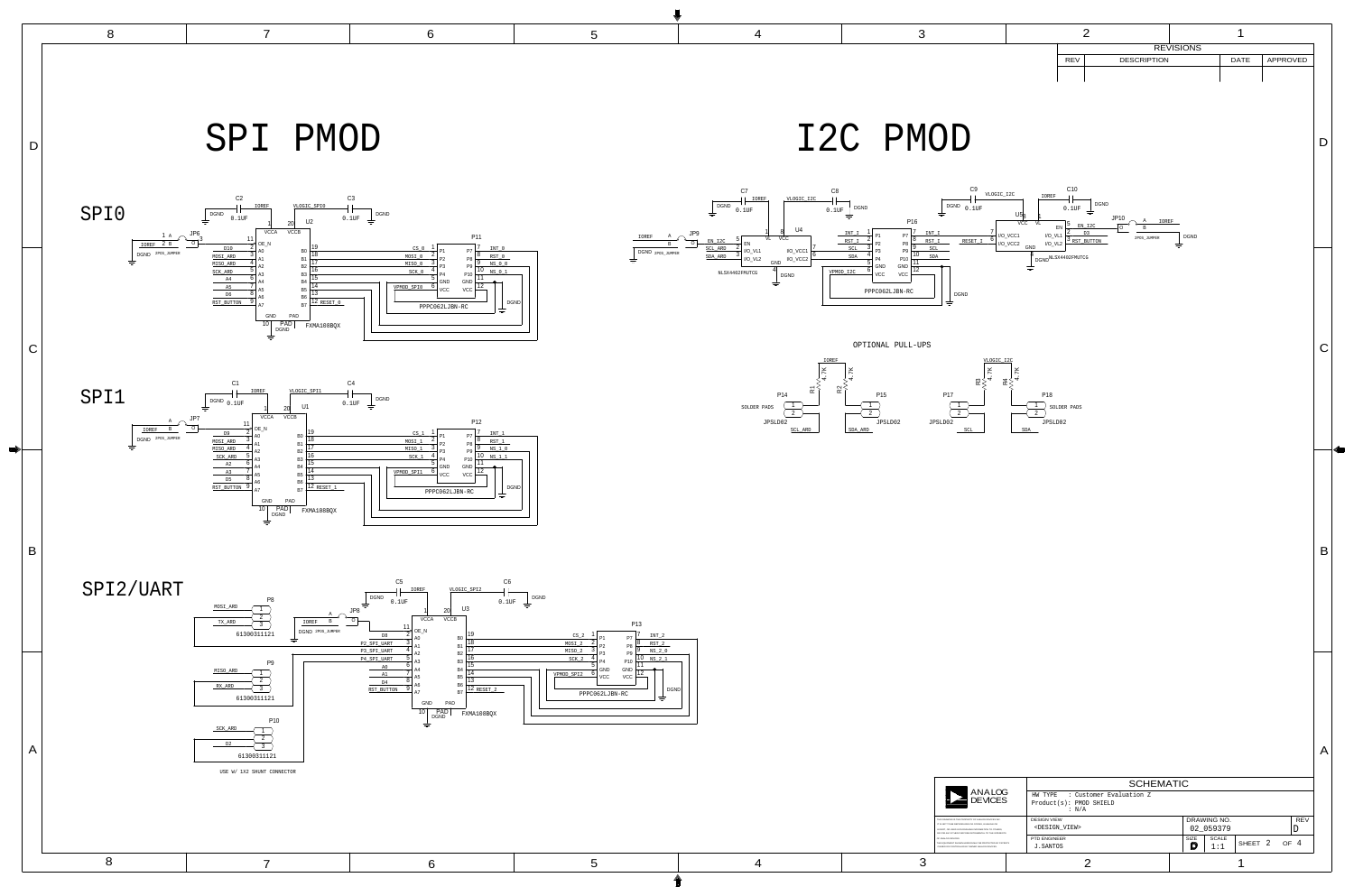# SPI PMOD

# I2C PMOD

## SPI0

C2 0.1UF (DGND, IOREF) — C3 0.1UF (VLOGIC_SPI0, DGND)

JP6 (IOREF, DGND, 2PDS_JUMPER)

U2 FXMA108BQX

| Pin | Net (A side) | Pin | Net (B side) |
|---|---|---|---|
| 1 VCCA | IOREF | 20 VCCB | VLOGIC_SPI0 |
| 11 OE_N | | | |
| 2 A0 | D10 | 19 B0 | CS_0 |
| 3 A1 | MOSI_ARD | 18 B1 | MOSI_0 |
| 4 A2 | MISO_ARD | 17 B2 | MISO_0 |
| 5 A3 | SCK_ARD | 16 B3 | SCK_0 |
| 6 A4 | A4 | 15 B4 | |
| 7 A5 | A5 | 14 B5 | |
| 8 A6 | D6 | 13 B6 | |
| 9 A7 | RST_BUTTON | 12 B7 | RESET_0 |
| 10 GND / PAD | DGND | | |

P11 PPPC062LJBN-RC

| Pin | Net | Pin | Net |
|---|---|---|---|
| 1 P1 | CS_0 | 7 P7 | INT_0 |
| 2 P2 | MOSI_0 | 8 P8 | RST_0 |
| 3 P3 | MISO_0 | 9 P9 | NS_0_0 |
| 4 P4 | SCK_0 | 10 P10 | NS_0_1 |
| 5 GND | | 11 GND | DGND |
| 6 VCC | VPMOD_SPI0 | 12 VCC | |

## SPI1

C1 0.1UF (DGND, IOREF) — C4 0.1UF (VLOGIC_SPI1, DGND)

JP7 (IOREF, DGND, 2PDS_JUMPER)

U1 FXMA108BQX

| Pin | Net (A side) | Pin | Net (B side) |
|---|---|---|---|
| 1 VCCA | IOREF | 20 VCCB | VLOGIC_SPI1 |
| 11 OE_N | | | |
| 2 A0 | D9 | 19 B0 | CS_1 |
| 3 A1 | MOSI_ARD | 18 B1 | MOSI_1 |
| 4 A2 | MISO_ARD | 17 B2 | MISO_1 |
| 5 A3 | SCK_ARD | 16 B3 | SCK_1 |
| 6 A4 | A2 | 15 B4 | |
| 7 A5 | A3 | 14 B5 | |
| 8 A6 | D5 | 13 B6 | |
| 9 A7 | RST_BUTTON | 12 B7 | RESET_1 |
| 10 GND / PAD | DGND | | |

P12 PPPC062LJBN-RC

| Pin | Net | Pin | Net |
|---|---|---|---|
| 1 P1 | CS_1 | 7 P7 | INT_1 |
| 2 P2 | MOSI_1 | 8 P8 | RST_1 |
| 3 P3 | MISO_1 | 9 P9 | NS_1_0 |
| 4 P4 | SCK_1 | 10 P10 | NS_1_1 |
| 5 GND | | 11 GND | DGND |
| 6 VCC | VPMOD_SPI1 | 12 VCC | |

## SPI2/UART

C5 0.1UF (DGND, IOREF) — C6 0.1UF (VLOGIC_SPI2, DGND)

JP8 (IOREF, DGND, 2PDS_JUMPER)

P8 61300311121: 1 MOSI_ARD, 2, 3 TX_ARD

P9 61300311121: 1 MISO_ARD, 2, 3 RX_ARD

P10 61300311121: 1 SCK_ARD, 2, 3 D2

USE W/ 1X2 SHUNT CONNECTOR

U3 FXMA108BQX

| Pin | Net (A side) | Pin | Net (B side) |
|---|---|---|---|
| 1 VCCA | IOREF | 20 VCCB | VLOGIC_SPI2 |
| 11 OE_N | | | |
| 2 A0 | D8 | 19 B0 | CS_2 |
| 3 A1 | P2_SPI_UART | 18 B1 | MOSI_2 |
| 4 A2 | P3_SPI_UART | 17 B2 | MISO_2 |
| 5 A3 | P4_SPI_UART | 16 B3 | SCK_2 |
| 6 A4 | A0 | 15 B4 | |
| 7 A5 | A1 | 14 B5 | |
| 8 A6 | D4 | 13 B6 | |
| 9 A7 | RST_BUTTON | 12 B7 | RESET_2 |
| 10 GND / PAD | DGND | | |

P13 PPPC062LJBN-RC

| Pin | Net | Pin | Net |
|---|---|---|---|
| 1 P1 | CS_2 | 7 P7 | INT_2 |
| 2 P2 | MOSI_2 | 8 P8 | RST_2 |
| 3 P3 | MISO_2 | 9 P9 | NS_2_0 |
| 4 P4 | SCK_2 | 10 P10 | NS_2_1 |
| 5 GND | | 11 GND | DGND |
| 6 VCC | VPMOD_SPI2 | 12 VCC | |

## I2C

C7 0.1UF (DGND, IOREF) — C8 0.1UF (VLOGIC_I2C, DGND) — C9 0.1UF (DGND, VLOGIC_I2C) — C10 0.1UF (IOREF, DGND)

JP9 (IOREF, DGND, 2PDS_JUMPER) — JP10 (IOREF, DGND, 2PDS_JUMPER)

U4 NLSX4402FMUTCG

| Pin | Net | Pin | Net |
|---|---|---|---|
| 1 VL | IOREF | 8 VCC | VLOGIC_I2C |
| 5 EN | EN_I2C | | |
| 2 I/O_VL1 | SCL_ARD | 7 I/O_VCC1 | SCL |
| 3 I/O_VL2 | SDA_ARD | 6 I/O_VCC2 | SDA |
| 4 GND | DGND | | |

P16 PPPC062LJBN-RC

| Pin | Net | Pin | Net |
|---|---|---|---|
| 1 P1 | INT_I | 7 P7 | INT_I |
| 2 P2 | RST_I | 8 P8 | RST_I |
| 3 P3 | SCL | 9 P9 | SCL |
| 4 P4 | SDA | 10 P10 | SDA |
| 5 GND | | 11 GND | DGND |
| 6 VCC | VPMOD_I2C | 12 VCC | |

U5 NLSX4402FMUTCG

| Pin | Net | Pin | Net |
|---|---|---|---|
| 8 VCC | VLOGIC_I2C | 1 VL | IOREF |
| | | 5 EN | EN_I2C |
| 7 I/O_VCC1 | INT_I | 2 I/O_VL1 | D3 |
| 6 I/O_VCC2 | RESET_I | 3 I/O_VL2 | RST_BUTTON |
| 4 GND | DGND | | |

### OPTIONAL PULL-UPS

R1 4.7K, R2 4.7K (IOREF) — R3 4.7K, R4 4.7K (VLOGIC_I2C)

P14 JPSLD02 SOLDER PADS — SCL_ARD

P15 JPSLD02 — SDA_ARD

P17 JPSLD02 — SCL

P18 JPSLD02 SOLDER PADS — SDA

| REVISIONS | | | |
|---|---|---|---|
| REV | DESCRIPTION | DATE | APPROVED |

| SCHEMATIC | | |
|---|---|---|
| HW TYPE : Customer Evaluation Z | | |
| Product(s): PMOD SHIELD : N/A | | |
| DESIGN VIEW: <DESIGN_VIEW> | DRAWING NO.: 02_059379 | REV: D |
| PTD ENGINEER: J.SANTOS | SIZE: D, SCALE: 1:1 | SHEET 2 OF 4 |

ANALOG DEVICES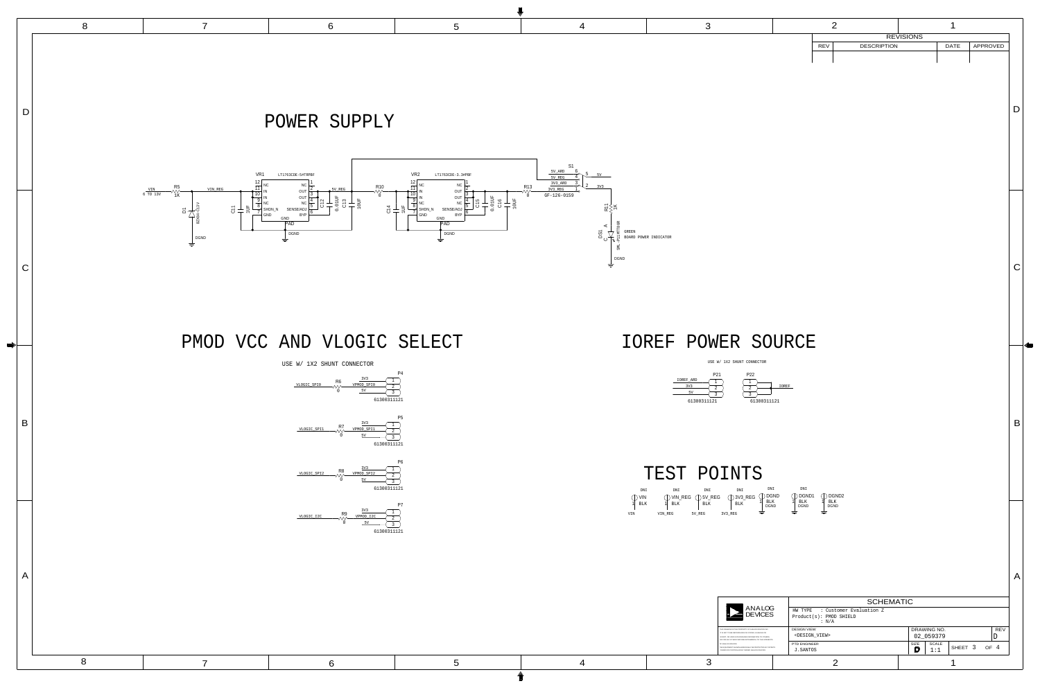# POWER SUPPLY

VIN 6 TO 13V — R5 1K — VIN_REG

D1 BZX84-C13V — DGND

C11 1UF

VR1 LT1763CDE-5#TRPBF

| Pin | Name | Name | Pin |
|---|---|---|---|
| 12 | NC | NC | 1 |
| 11 | IN | OUT | 2 |
| 10 | IN | OUT | 3 |
| 9 | IN | NC | 4 |
| 8 | NC | NC | 5 |
| 7 | SHDN_N | SENSE/ADJ | 6 |
| | GND | BYP | |
| | GND | | |
| | PAD | | |

DGND

5V_REG — C12 0.01UF, C13 10UF — R10 0

C14 1UF

VR2 LT1763CDE-3.3#PBF

| Pin | Name | Name | Pin |
|---|---|---|---|
| 12 | NC | NC | 1 |
| 11 | IN | OUT | 2 |
| 10 | IN | OUT | 3 |
| 9 | IN | NC | 4 |
| 8 | NC | NC | 5 |
| 7 | SHDN_N | SENSE/ADJ | 6 |
| | GND | BYP | |
| | GND | | |
| | PAD | | |

DGND

C15 0.01UF, C16 10UF — R13 0 — 3V3_REG

S1 GF-126-0159

| Net | Pin | Pin | Net |
|---|---|---|---|
| 5V_ARD | 6 | 5 | 5V |
| 5V_REG | 4 | | |
| 3V3_ARD | 3 | 2 | 3V3 |
| 3V3_REG | 1 | | |

R11 1K

DS1 SML-P11MTT86R — GREEN BOARD POWER INDICATOR — DGND

# PMOD VCC AND VLOGIC SELECT

USE W/ 1X2 SHUNT CONNECTOR

VLOGIC_SPI0 — R6 0 — VPMOD_SPI0 — P4 61300311121 (1: 3V3, 2: VPMOD_SPI0, 3: 5V)

VLOGIC_SPI1 — R7 0 — VPMOD_SPI1 — P5 61300311121 (1: 3V3, 2: VPMOD_SPI1, 3: 5V)

VLOGIC_SPI2 — R8 0 — VPMOD_SPI2 — P6 61300311121 (1: 3V3, 2: VPMOD_SPI2, 3: 5V)

VLOGIC_I2C — R9 0 — VPMOD_I2C — P7 61300311121 (1: 3V3, 2: VPMOD_I2C, 3: 5V)

# IOREF POWER SOURCE

USE W/ 1X2 SHUNT CONNECTOR

P21 61300311121 (1: IOREF_ARD, 2: 3V3, 3: 5V)

P22 61300311121 — IOREF

# TEST POINTS

| DNI | DNI | DNI | DNI | DNI | DNI | |
|---|---|---|---|---|---|---|
| VIN BLK | VIN_REG BLK | 5V_REG BLK | 3V3_REG BLK | DGND BLK DGND | DGND1 BLK DGND | DGND2 BLK DGND |
| VIN | VIN_REG | 5V_REG | 3V3_REG | | | |

REVISIONS

| REV | DESCRIPTION | DATE | APPROVED |
|---|---|---|---|
| | | | |

ANALOG DEVICES

SCHEMATIC

HW TYPE : Customer Evaluation Z
Product(s): PMOD SHIELD
: N/A

| DESIGN VIEW | DRAWING NO. | REV |
|---|---|---|
| <DESIGN_VIEW> | 02_059379 | D |

| PTD ENGINEER | SIZE | SCALE | SHEET |
|---|---|---|---|
| J.SANTOS | D | 1:1 | 3 OF 4 |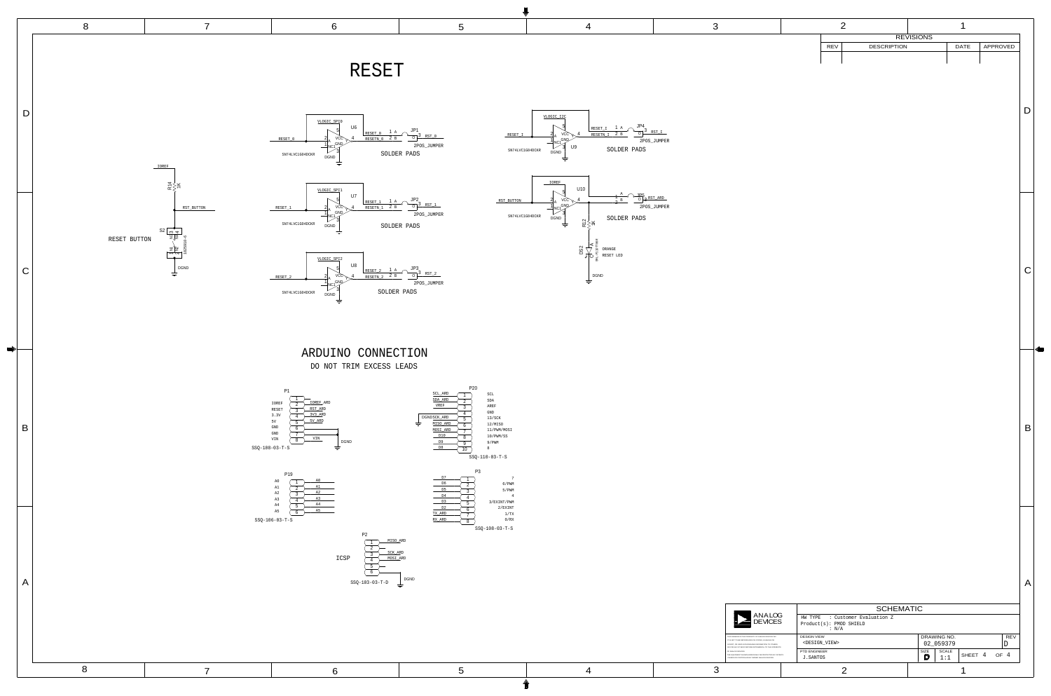# RESET

U6 — SN74LVC1G04DCKR — VLOGIC_SPI0 — RESET_0 — RESET_0 / RESETN_0 — JP1 2POS_JUMPER — RST_0 — SOLDER PADS — DGND

U7 — SN74LVC1G04DCKR — VLOGIC_SPI1 — RESET_1 — RESET_1 / RESETN_1 — JP2 2POS_JUMPER — RST_1 — SOLDER PADS — DGND

U8 — SN74LVC1G04DCKR — VLOGIC_SPI2 — RESET_2 — RESET_2 / RESETN_2 — JP3 2POS_JUMPER — RST_2 — SOLDER PADS — DGND

U9 — SN74LVC1G04DCKR — VLOGIC_I2C — RESET_I — RESET_I / RESETN_I — JP4 2POS_JUMPER — RST_I — SOLDER PADS — DGND

U10 — SN74LVC1G04DCKR — IOREF — RST_BUTTON — JP5 2POS_JUMPER — RST_ARD — SOLDER PADS — DGND

R12 1K — DS2 ORANGE RESET LED — DGND

IOREF — R14 1K — RST_BUTTON

S2 — RESET BUTTON — DGND

# ARDUINO CONNECTION

DO NOT TRIM EXCESS LEADS

P1 — SSQ-108-03-T-S

| Pin | Name | Net |
|---|---|---|
| 1 | IOREF | |
| 2 | IOREF | IOREF_ARD |
| 3 | RESET | RST_ARD |
| 4 | 3.3V | 3V3_ARD |
| 5 | 5V | 5V_ARD |
| 6 | GND | DGND |
| 7 | GND | DGND |
| 8 | VIN | VIN |

P20 — SSQ-110-03-T-S

| Pin | Net | Function |
|---|---|---|
| 1 | SCL_ARD | SCL |
| 2 | SDA_ARD | SDA |
| 3 | VREF | AREF |
| 4 | DGND | GND |
| 5 | SCK_ARD | 13/SCK |
| 6 | MISO_ARD | 12/MISO |
| 7 | MOSI_ARD | 11/PWM/MOSI |
| 8 | D10 | 10/PWM/SS |
| 9 | D9 | 9/PWM |
| 10 | D8 | 8 |

P19 — SSQ-106-03-T-S

| Pin | Name | Net |
|---|---|---|
| 1 | A0 | A0 |
| 2 | A1 | A1 |
| 3 | A2 | A2 |
| 4 | A3 | A3 |
| 5 | A4 | A4 |
| 6 | A5 | A5 |

P3 — SSQ-108-03-T-S

| Pin | Net | Function |
|---|---|---|
| 1 | D7 | 7 |
| 2 | D6 | 6/PWM |
| 3 | D5 | 5/PWM |
| 4 | D4 | 4 |
| 5 | D3 | 3/EXINT/PWM |
| 6 | D2 | 2/EXINT |
| 7 | TX_ARD | 1/TX |
| 8 | RX_ARD | 0/RX |

P2 — ICSP — SSQ-103-03-T-D

| Pin | Net |
|---|---|
| 1 | MISO_ARD |
| 2 | |
| 3 | SCK_ARD |
| 4 | MOSI_ARD |
| 5 | |
| 6 | DGND |

| REVISIONS | | | |
|---|---|---|---|
| REV | DESCRIPTION | DATE | APPROVED |

ANALOG DEVICES

SCHEMATIC

HW TYPE : Customer Evaluation Z
Product(s): PMOD SHIELD
: N/A

| DESIGN VIEW | DRAWING NO. | REV |
|---|---|---|
| <DESIGN_VIEW> | 02_059379 | D |

| PTD ENGINEER | SIZE | SCALE | SHEET |
|---|---|---|---|
| J.SANTOS | D | 1:1 | 4 OF 4 |